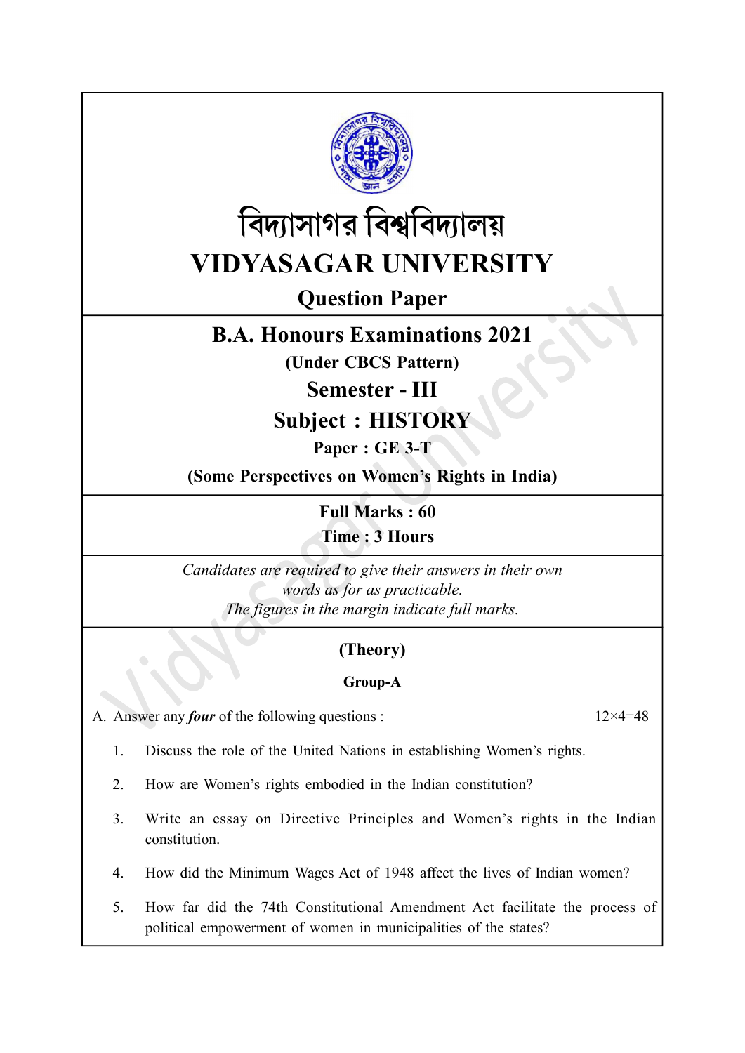# বিদ্যাসাগর বিশ্ববিদ্যালয়

# VIDYASAGAR UNIVERSITY

## Question Paper

## B.A. Honours Examinations 2021

**(Under CBCS Pattern)**

## Semester - III

## Subject : HISTORY

**Paper : GE 3-T**

**(Some Perspectives on Women's Rights in India)**

**Full Marks : 60**

**Time : 3 Hours**

*Candidates are required to give their answers in their own words as for as practicable.*
*The figures in the margin indicate full marks.*

### (Theory)

#### Group-A

A. Answer any ***four*** of the following questions : 12×4=48

1. Discuss the role of the United Nations in establishing Women's rights.

2. How are Women's rights embodied in the Indian constitution?

3. Write an essay on Directive Principles and Women's rights in the Indian constitution.

4. How did the Minimum Wages Act of 1948 affect the lives of Indian women?

5. How far did the 74th Constitutional Amendment Act facilitate the process of political empowerment of women in municipalities of the states?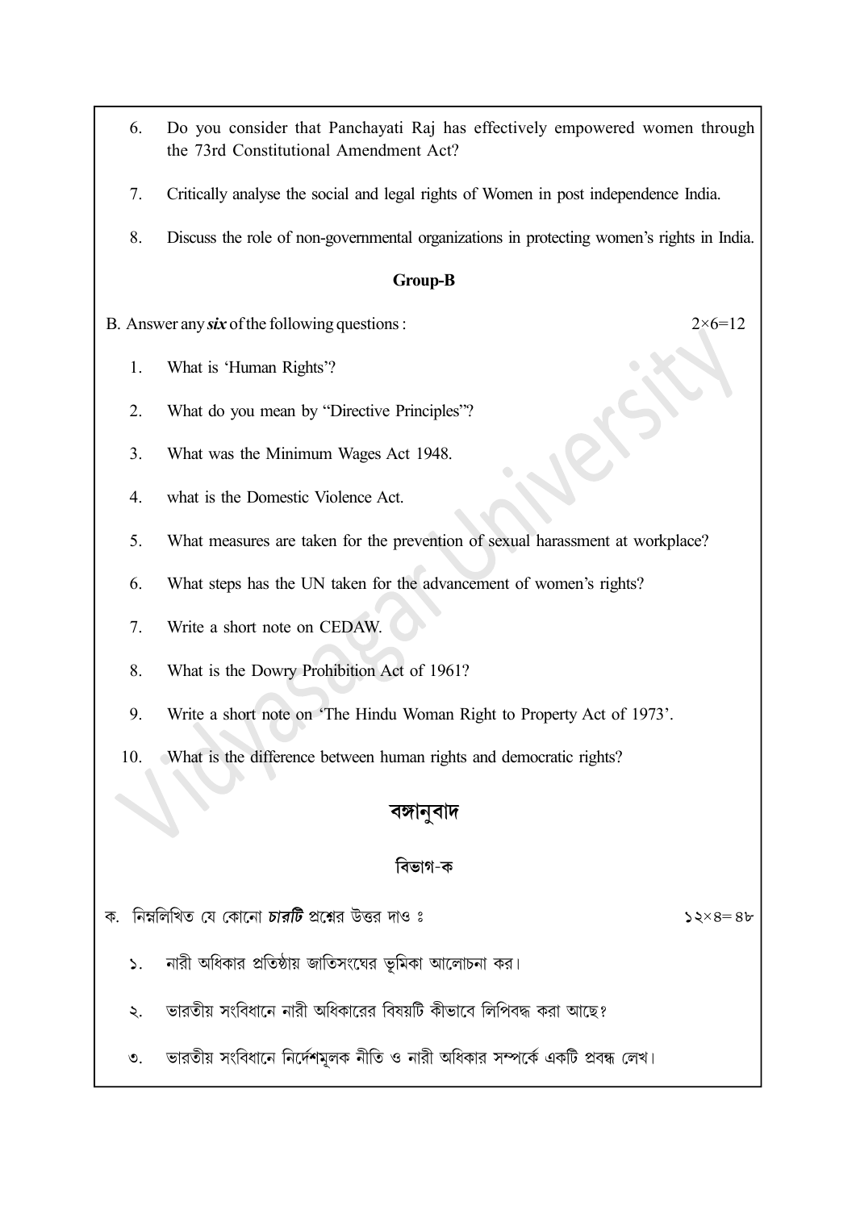6. Do you consider that Panchayati Raj has effectively empowered women through the 73rd Constitutional Amendment Act?

7. Critically analyse the social and legal rights of Women in post independence India.

8. Discuss the role of non-governmental organizations in protecting women's rights in India.

**Group-B**

B. Answer any ***six*** of the following questions : 2×6=12

1. What is 'Human Rights'?

2. What do you mean by "Directive Principles"?

3. What was the Minimum Wages Act 1948.

4. what is the Domestic Violence Act.

5. What measures are taken for the prevention of sexual harassment at workplace?

6. What steps has the UN taken for the advancement of women's rights?

7. Write a short note on CEDAW.

8. What is the Dowry Prohibition Act of 1961?

9. Write a short note on 'The Hindu Woman Right to Property Act of 1973'.

10. What is the difference between human rights and democratic rights?

## বঙ্গানুবাদ

### বিভাগ-ক

ক. নিম্নলিখিত যে কোনো ***চারটি*** প্রশ্নের উত্তর দাও ঃ ১২×৪=৪৮

১. নারী অধিকার প্রতিষ্ঠায় জাতিসংঘের ভূমিকা আলোচনা কর।

২. ভারতীয় সংবিধানে নারী অধিকারের বিষয়টি কীভাবে লিপিবদ্ধ করা আছে?

৩. ভারতীয় সংবিধানে নির্দেশমূলক নীতি ও নারী অধিকার সম্পর্কে একটি প্রবন্ধ লেখ।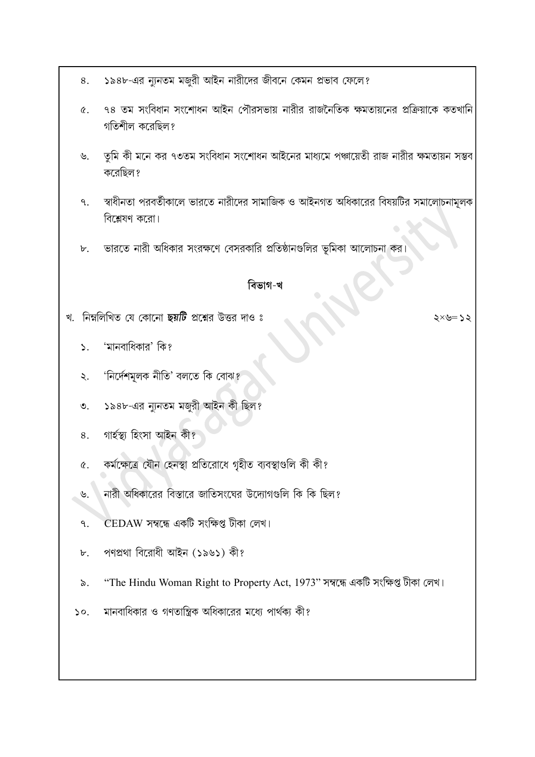৪. ১৯৪৮-এর ন্যুনতম মজুরী আইন নারীদের জীবনে কেমন প্রভাব ফেলে?

৫. ৭৪ তম সংবিধান সংশোধন আইন পৌরসভায় নারীর রাজনৈতিক ক্ষমতায়নের প্রক্রিয়াকে কতখানি গতিশীল করেছিল?

৬. তুমি কী মনে কর ৭৩তম সংবিধান সংশোধন আইনের মাধ্যমে পঞ্চায়েতী রাজ নারীর ক্ষমতায়ন সম্ভব করেছিল?

৭. স্বাধীনতা পরবর্তীকালে ভারতে নারীদের সামাজিক ও আইনগত অধিকারের বিষয়টির সমালোচনামূলক বিশ্লেষণ করো।

৮. ভারতে নারী অধিকার সংরক্ষণে বেসরকারি প্রতিষ্ঠানগুলির ভূমিকা আলোচনা কর।

## বিভাগ-খ

খ. নিম্নলিখিত যে কোনো ***ছয়টি*** প্রশ্নের উত্তর দাও ঃ ২×৬=১২

১. 'মানবাধিকার' কি?

২. 'নির্দেশমূলক নীতি' বলতে কি বোঝ?

৩. ১৯৪৮-এর ন্যুনতম মজুরী আইন কী ছিল?

৪. গার্হস্থ্য হিংসা আইন কী?

৫. কর্মক্ষেত্রে যৌন হেনস্থা প্রতিরোধে গৃহীত ব্যবস্থাগুলি কী কী?

৬. নারী অধিকারের বিস্তারে জাতিসংঘের উদ্যোগগুলি কি কি ছিল?

৭. CEDAW সম্বন্ধে একটি সংক্ষিপ্ত টীকা লেখ।

৮. পণপ্রথা বিরোধী আইন (১৯৬১) কী?

৯. "The Hindu Woman Right to Property Act, 1973" সম্বন্ধে একটি সংক্ষিপ্ত টীকা লেখ।

১০. মানবাধিকার ও গণতান্ত্রিক অধিকারের মধ্যে পার্থক্য কী?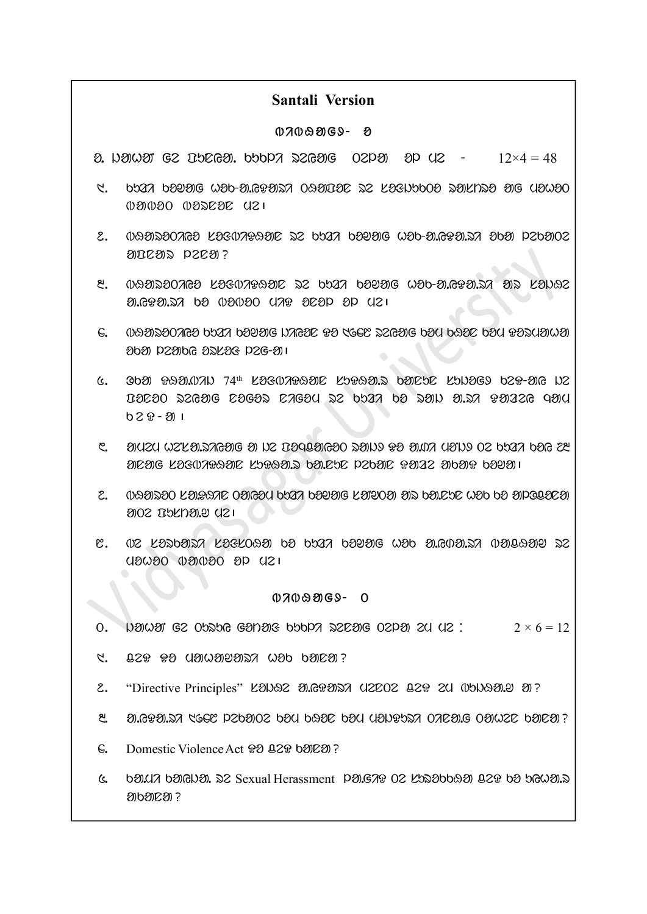## Santali Version

### ᱦᱟᱹᱴᱤᱧ- ᱠ

ᱠ. ᱡᱟᱦᱟᱸ ᱜᱮ ᱯᱷᱟᱨᱟᱠ ᱵᱟᱵᱚᱛ ᱥᱮᱞᱮᱫ ᱚᱞ ᱢᱮ ᱯᱮ - $12 \times 4 = 48$

᱑. ᱛᱤᱨᱤᱭᱚ ᱛᱮᱦᱮᱧ ᱦᱚᱠ-ᱟᱹᱭᱫᱟᱹᱨ ᱥᱟᱹᱜᱟᱹᱭ ᱨᱮ ᱠᱟᱱᱩᱱᱤᱭᱟᱹ ᱵᱮᱣᱥᱛᱟ ᱢᱮ ᱯᱟᱦᱟᱸᱭ ᱵᱟᱹᱲᱤᱡ ᱵᱟᱹᱲᱤᱡᱽ ᱯᱮ।

᱒. ᱵᱷᱟᱨᱚᱛᱤᱭᱚ ᱠᱟᱱᱩᱱ ᱨᱮ ᱛᱤᱨᱤᱭᱚ ᱛᱮᱦᱮᱧ ᱦᱚᱠ-ᱟᱹᱭᱫᱟᱹᱨ ᱫᱚ ᱪᱮᱫ ᱞᱮᱠᱟ ᱢᱚᱦᱚᱫ ᱠᱟᱱᱟ?

᱓. ᱵᱷᱟᱨᱚᱛᱤᱭᱚ ᱠᱟᱱᱩᱱ ᱨᱮ ᱛᱤᱨᱤᱭᱚ ᱛᱮᱦᱮᱧ ᱦᱚᱠ-ᱟᱹᱭᱫᱟᱹᱨ ᱢᱟ ᱠᱟᱹᱢᱤᱦᱚᱲ ᱟᱹᱭᱫᱟᱹᱨ ᱛᱮ ᱵᱟᱹᱲᱤᱡ ᱯᱟᱦᱟᱸᱭ ᱥᱟᱹᱠᱷᱤ ᱢᱮ ᱯᱮ।

᱔. ᱵᱷᱟᱨᱚᱛᱤᱭᱚ ᱛᱤᱨᱤᱭᱚ ᱛᱮᱦᱮᱧ ᱡᱟᱹᱛᱤᱭᱚ ᱥᱮ ᱨᱟᱡᱽ ᱥᱟᱹᱜᱟᱹᱭ ᱛᱮᱫ ᱛᱮᱫ ᱥᱮᱫᱽᱞᱟᱹᱜᱤᱫ ᱪᱮᱫ ᱞᱮᱠᱟᱛᱮ ᱠᱚᱨᱟᱢ ᱞᱮᱠᱟ-ᱟ।

᱕. ᱪᱮᱫ ᱥᱮᱫᱽᱫᱟᱹ 74[th] ᱠᱟᱱᱩᱱᱤᱭᱟᱹ ᱠᱷᱟᱹᱥᱮᱫᱟᱹ ᱛᱟᱢᱟᱜ ᱠᱷᱟᱹᱲᱤᱡ ᱛᱮᱥ-ᱟᱜ ᱡᱮ ᱯᱷᱚᱨᱚᱢ ᱥᱟᱹᱜᱟᱹᱭ ᱜᱟᱹᱜᱤᱨ ᱜᱟᱹᱢᱤᱲ ᱨᱮ ᱛᱤᱨᱤᱭᱚ ᱛᱮ ᱥᱟᱹᱫ ᱟᱹᱢᱤ ᱥᱟᱱᱟᱢ ᱪᱟᱹᱲ ᱛᱮᱥ-ᱟ।

᱖. ᱟᱹᱭᱫᱟᱹᱨ ᱣᱤᱠᱟᱹᱥᱚᱛᱮᱫ ᱟ ᱡᱮ ᱯᱷᱚᱨᱚᱢᱛᱮ ᱥᱟᱹᱢᱤ ᱥᱮ ᱟᱹᱡᱟᱹ ᱯᱟᱹᱢᱤ ᱚᱲ ᱛᱤᱨᱤᱭᱚ ᱛᱟᱫ ᱯᱷ ᱢᱮᱫᱟᱹ ᱠᱟᱱᱩᱱᱤᱭᱟᱹ ᱠᱷᱟᱹᱥᱮᱫᱟᱹ ᱛᱟᱹᱲᱮᱱ ᱯᱮᱞᱟᱹᱛ ᱥᱟᱹᱢᱤᱲ ᱟᱹᱛᱟᱹᱥ ᱛᱮᱦᱮᱧ।

᱗. ᱵᱷᱟᱨᱚᱛ ᱠᱟᱱᱩᱱᱤᱭᱟᱹ ᱚᱢᱚᱞᱟᱹᱭ ᱛᱤᱨᱤᱭᱚ ᱛᱮᱦᱮᱧ ᱠᱟᱹᱢᱤᱦᱚᱲ ᱢᱟ ᱛᱟᱹᱲᱮᱱ ᱦᱚᱠ ᱛᱮ ᱟᱹᱯᱷᱞᱚᱛᱮᱫ ᱟᱹᱚᱨ ᱯᱷᱟᱠᱟᱹᱭᱟᱹᱭ ᱯᱮ।

᱘. ᱚᱨ ᱠᱟᱹᱥᱛᱟᱹᱲᱤ ᱠᱟᱹᱥᱮᱠᱚᱢᱟᱹ ᱛᱮ ᱛᱤᱨᱤᱭᱚ ᱛᱮᱦᱮᱧ ᱦᱚᱠ ᱟᱹᱪᱚᱛᱟᱹᱲ ᱵᱟᱹᱦᱚᱭᱟᱹᱭ ᱨᱮ ᱯᱟᱦᱟᱸᱭ ᱵᱟᱹᱲᱤᱡ ᱢᱮ ᱯᱮ।

### ᱦᱟᱹᱴᱤᱧ- ᱚ

ᱚ. ᱡᱟᱦᱟᱸ ᱜᱮ ᱚᱯᱷᱥᱚ ᱜᱟᱹᱱᱟᱝ ᱛᱷᱟᱹᱯᱷᱟᱹᱠ ᱥᱮᱞᱮᱫ ᱚᱞᱢᱮ ᱨᱩ ᱯᱮ : $2 \times 6 = 12$

᱑. ᱞᱮᱥ ᱥᱮ ᱯᱟᱹᱦᱤᱞᱟᱹᱛᱟᱹᱨ ᱦᱚᱠ ᱛᱟᱹᱲᱮᱱ?

᱒. "Directive Principles" ᱠᱟᱹᱢᱤᱦᱚᱲ ᱟᱹᱭᱫᱟᱹᱨ ᱯᱮᱨᱮᱚᱨ ᱞᱮᱥ ᱨᱩ ᱵᱷᱩᱢᱤᱠᱟᱹᱭ ᱟ?

᱓. ᱟᱹᱭᱫᱟᱹᱨ ᱡᱟᱹᱛᱤᱭᱚ ᱢᱚᱦᱚᱫᱚᱨ ᱛᱟᱹᱯ ᱛᱟᱹᱲᱮ ᱛᱟᱹᱯ ᱯᱟᱹᱢᱤᱥᱷᱚ ᱚᱨᱮᱟᱹᱜ ᱚᱟᱹᱣᱨᱮ ᱛᱟᱹᱲᱮᱱ?

᱔. Domestic Violence Act ᱥᱮ ᱞᱮᱥ ᱛᱟᱹᱲᱮᱱ?

᱕. ᱛᱟᱹᱭᱫᱟ ᱛᱟᱹᱜᱤᱭᱟᱹ ᱨᱮ Sexual Herassment ᱯᱟᱹᱜᱨᱟᱥ ᱚᱨ ᱠᱷᱟᱹᱥᱮᱫᱟᱹᱛᱮ ᱞᱮᱥ ᱛᱮ ᱷᱜᱣᱟᱹᱭ ᱟᱹᱛᱟᱹᱲᱮᱱ?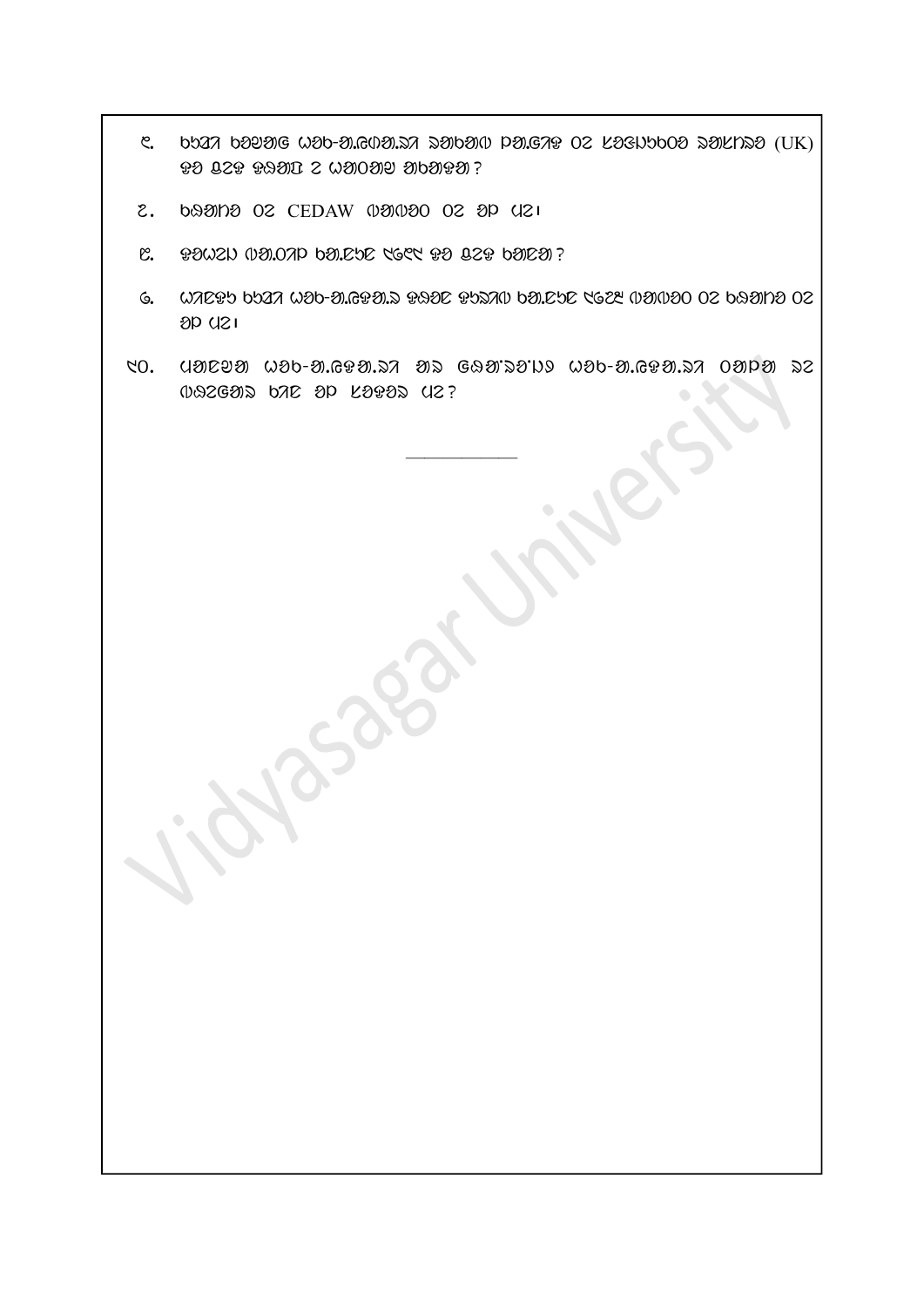᱖. ᱵᱷᱟᱨ ᱵᱚᱫᱚᱜ ᱥᱚᱵ-ᱟᱹᱜᱚᱫᱟᱹᱥᱱ ᱥᱟᱵᱟᱩ ᱯᱟᱹᱜᱱᱥ ᱨᱮ ᱠᱚᱜᱩᱵᱵᱨᱚ ᱥᱟᱠᱤᱥᱚ (UK) ᱥᱚ ᱹᱮᱥ ᱥᱚᱟᱜ ᱮ ᱣᱟᱨᱟᱚ ᱟᱵᱟᱥᱟ?

᱗. ᱵᱚᱟᱡᱪ ᱨᱮ CEDAW ᱩᱟᱩᱚᱨ ᱨᱮ ᱚᱞ ᱢᱮ।

᱘. ᱥᱚᱣᱮᱡ ᱩᱟᱹᱨᱱᱞ ᱵᱟᱹᱫᱵᱮ ᱹᱜᱹᱹ ᱥᱚ ᱹᱮᱥ ᱵᱟᱫᱟ?

᱙. ᱣᱱᱫᱥᱵ ᱵᱷᱟᱨ ᱥᱚᱵ-ᱟᱹᱜᱥᱟᱹᱥ ᱥᱚᱚᱫ ᱥᱵᱥᱱᱩ ᱵᱟᱹᱫᱵᱮ ᱹᱜᱮ ᱩᱟᱩᱚᱨ ᱨᱮ ᱵᱚᱟᱡᱪ ᱨᱮ ᱚᱞ ᱢᱮ।

᱑᱐. ᱢᱟᱫᱩᱟ ᱥᱚᱵ-ᱟᱹᱜᱥᱟᱹᱥᱱ ᱟᱥ ᱜᱚᱟᱹᱥᱚᱹᱥ ᱥᱚᱵ-ᱟᱹᱜᱥᱟᱹᱥᱱ ᱨᱟᱞᱥᱟ ᱥᱮ ᱩᱚᱮᱜᱟᱥ ᱵᱱᱫ ᱚᱞ ᱠᱚᱥᱚᱥ ᱢᱮ?